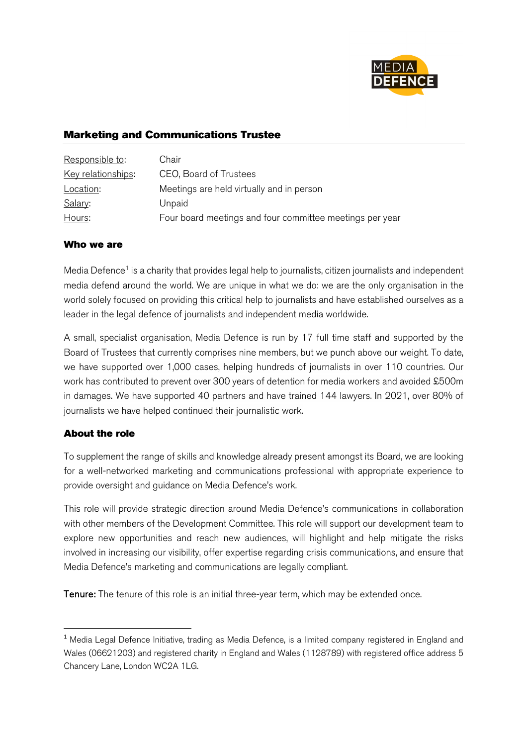## Marketing and Communications Trustee

| | |
|---|---|
| Responsible to: | Chair |
| Key relationships: | CEO, Board of Trustees |
| Location: | Meetings are held virtually and in person |
| Salary: | Unpaid |
| Hours: | Four board meetings and four committee meetings per year |

### Who we are

Media Defence[1] is a charity that provides legal help to journalists, citizen journalists and independent media defend around the world. We are unique in what we do: we are the only organisation in the world solely focused on providing this critical help to journalists and have established ourselves as a leader in the legal defence of journalists and independent media worldwide.

A small, specialist organisation, Media Defence is run by 17 full time staff and supported by the Board of Trustees that currently comprises nine members, but we punch above our weight. To date, we have supported over 1,000 cases, helping hundreds of journalists in over 110 countries. Our work has contributed to prevent over 300 years of detention for media workers and avoided £500m in damages. We have supported 40 partners and have trained 144 lawyers. In 2021, over 80% of journalists we have helped continued their journalistic work.

### About the role

To supplement the range of skills and knowledge already present amongst its Board, we are looking for a well-networked marketing and communications professional with appropriate experience to provide oversight and guidance on Media Defence's work.

This role will provide strategic direction around Media Defence's communications in collaboration with other members of the Development Committee. This role will support our development team to explore new opportunities and reach new audiences, will highlight and help mitigate the risks involved in increasing our visibility, offer expertise regarding crisis communications, and ensure that Media Defence's marketing and communications are legally compliant.

**Tenure:** The tenure of this role is an initial three-year term, which may be extended once.

---

[1] Media Legal Defence Initiative, trading as Media Defence, is a limited company registered in England and Wales (06621203) and registered charity in England and Wales (1128789) with registered office address 5 Chancery Lane, London WC2A 1LG.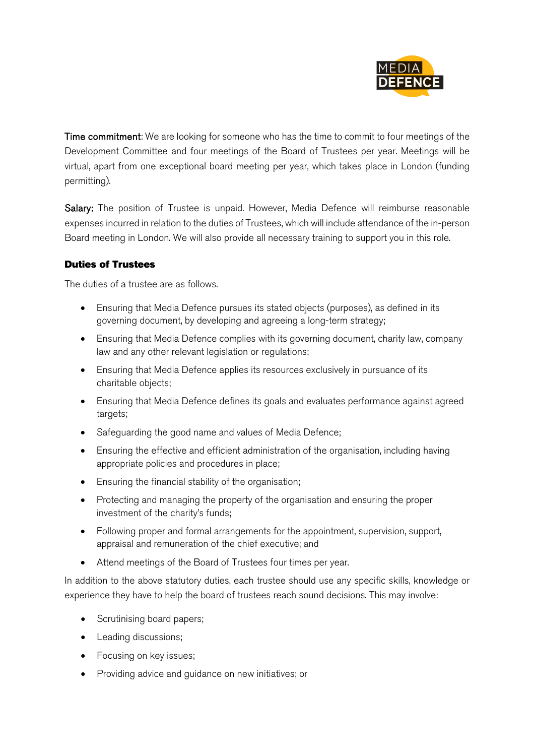**Time commitment**: We are looking for someone who has the time to commit to four meetings of the Development Committee and four meetings of the Board of Trustees per year. Meetings will be virtual, apart from one exceptional board meeting per year, which takes place in London (funding permitting).

**Salary:** The position of Trustee is unpaid. However, Media Defence will reimburse reasonable expenses incurred in relation to the duties of Trustees, which will include attendance of the in-person Board meeting in London. We will also provide all necessary training to support you in this role.

### Duties of Trustees

The duties of a trustee are as follows.

- Ensuring that Media Defence pursues its stated objects (purposes), as defined in its governing document, by developing and agreeing a long-term strategy;
- Ensuring that Media Defence complies with its governing document, charity law, company law and any other relevant legislation or regulations;
- Ensuring that Media Defence applies its resources exclusively in pursuance of its charitable objects;
- Ensuring that Media Defence defines its goals and evaluates performance against agreed targets;
- Safeguarding the good name and values of Media Defence;
- Ensuring the effective and efficient administration of the organisation, including having appropriate policies and procedures in place;
- Ensuring the financial stability of the organisation;
- Protecting and managing the property of the organisation and ensuring the proper investment of the charity's funds;
- Following proper and formal arrangements for the appointment, supervision, support, appraisal and remuneration of the chief executive; and
- Attend meetings of the Board of Trustees four times per year.

In addition to the above statutory duties, each trustee should use any specific skills, knowledge or experience they have to help the board of trustees reach sound decisions. This may involve:

- Scrutinising board papers;
- Leading discussions;
- Focusing on key issues;
- Providing advice and guidance on new initiatives; or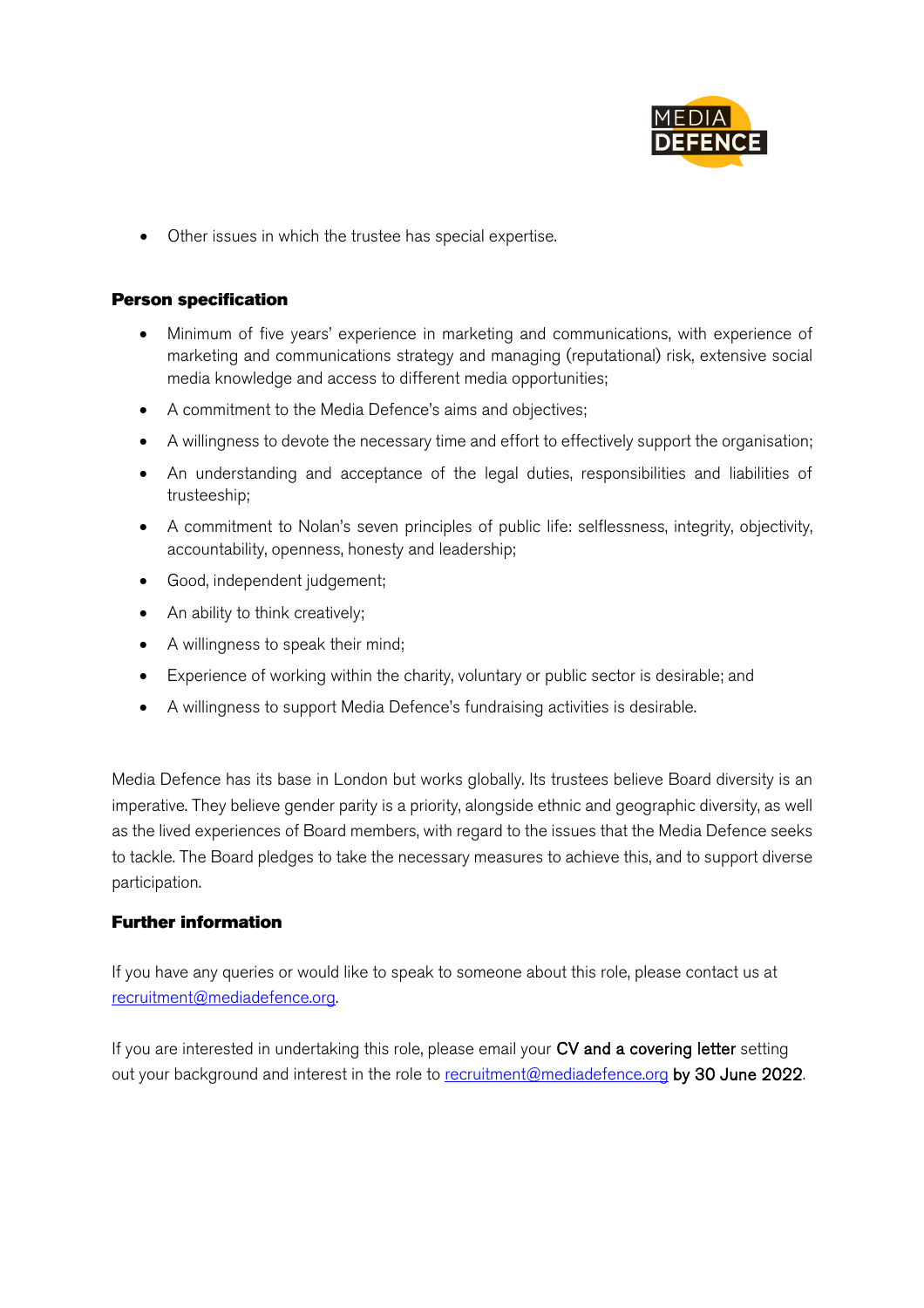- Other issues in which the trustee has special expertise.

**Person specification**

- Minimum of five years' experience in marketing and communications, with experience of marketing and communications strategy and managing (reputational) risk, extensive social media knowledge and access to different media opportunities;
- A commitment to the Media Defence's aims and objectives;
- A willingness to devote the necessary time and effort to effectively support the organisation;
- An understanding and acceptance of the legal duties, responsibilities and liabilities of trusteeship;
- A commitment to Nolan's seven principles of public life: selflessness, integrity, objectivity, accountability, openness, honesty and leadership;
- Good, independent judgement;
- An ability to think creatively;
- A willingness to speak their mind;
- Experience of working within the charity, voluntary or public sector is desirable; and
- A willingness to support Media Defence's fundraising activities is desirable.

Media Defence has its base in London but works globally. Its trustees believe Board diversity is an imperative. They believe gender parity is a priority, alongside ethnic and geographic diversity, as well as the lived experiences of Board members, with regard to the issues that the Media Defence seeks to tackle. The Board pledges to take the necessary measures to achieve this, and to support diverse participation.

**Further information**

If you have any queries or would like to speak to someone about this role, please contact us at recruitment@mediadefence.org.

If you are interested in undertaking this role, please email your **CV and a covering letter** setting out your background and interest in the role to recruitment@mediadefence.org **by 30 June 2022**.